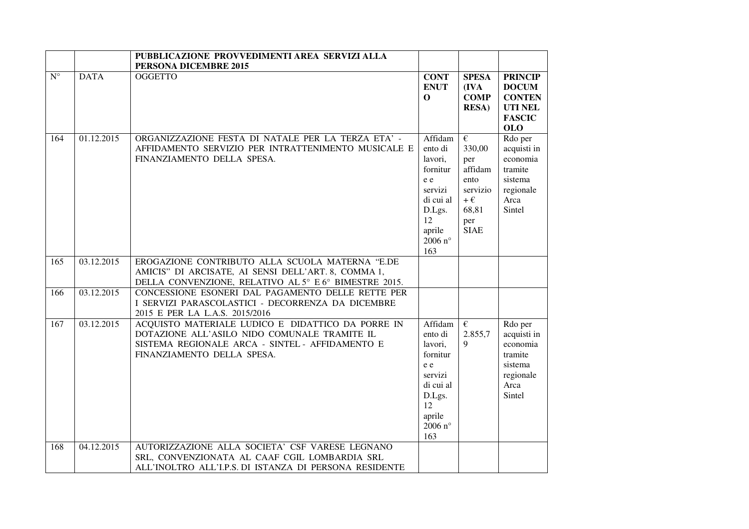| | | PUBBLICAZIONE PROVVEDIMENTI AREA SERVIZI ALLA PERSONA DICEMBRE 2015 | | | |
|---|---|---|---|---|---|
| N° | DATA | OGGETTO | **CONTENUTO** | **SPESA (IVA COMPRESA)** | **PRINCIP DOCUM CONTENUTI NEL FASCICOLO** |
| 164 | 01.12.2015 | ORGANIZZAZIONE FESTA DI NATALE PER LA TERZA ETA' - AFFIDAMENTO SERVIZIO PER INTRATTENIMENTO MUSICALE E FINANZIAMENTO DELLA SPESA. | Affidamento di lavori, forniture e servizi di cui al D.Lgs. 12 aprile 2006 n° 163 | € 330,00 per affidamento servizio + € 68,81 per SIAE | Rdo per acquisti in economia tramite sistema regionale Arca Sintel |
| 165 | 03.12.2015 | EROGAZIONE CONTRIBUTO ALLA SCUOLA MATERNA "E.DE AMICIS" DI ARCISATE, AI SENSI DELL'ART. 8, COMMA 1, DELLA CONVENZIONE, RELATIVO AL 5° E 6° BIMESTRE 2015. | | | |
| 166 | 03.12.2015 | CONCESSIONE ESONERI DAL PAGAMENTO DELLE RETTE PER I SERVIZI PARASCOLASTICI - DECORRENZA DA DICEMBRE 2015 E PER LA L.A.S. 2015/2016 | | | |
| 167 | 03.12.2015 | ACQUISTO MATERIALE LUDICO E DIDATTICO DA PORRE IN DOTAZIONE ALL'ASILO NIDO COMUNALE TRAMITE IL SISTEMA REGIONALE ARCA - SINTEL - AFFIDAMENTO E FINANZIAMENTO DELLA SPESA. | Affidamento di lavori, forniture e servizi di cui al D.Lgs. 12 aprile 2006 n° 163 | € 2.855,79 | Rdo per acquisti in economia tramite sistema regionale Arca Sintel |
| 168 | 04.12.2015 | AUTORIZZAZIONE ALLA SOCIETA' CSF VARESE LEGNANO SRL, CONVENZIONATA AL CAAF CGIL LOMBARDIA SRL ALL'INOLTRO ALL'I.P.S. DI ISTANZA DI PERSONA RESIDENTE | | | |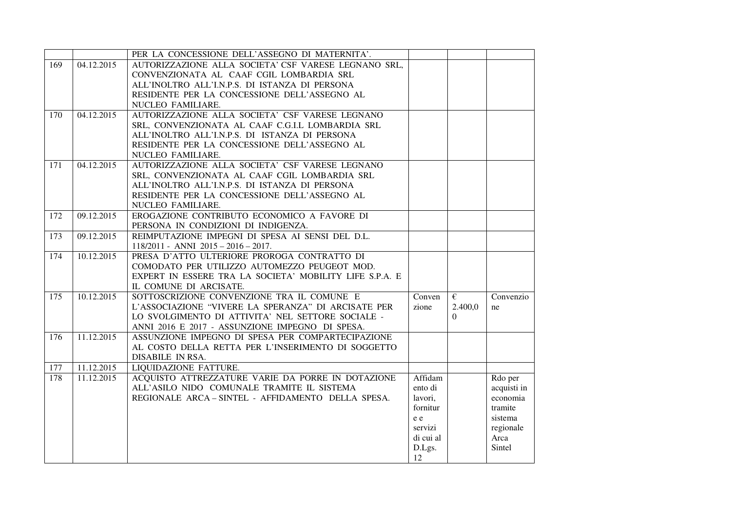| | | | | | |
|---|---|---|---|---|---|
| | | PER LA CONCESSIONE DELL'ASSEGNO DI MATERNITA'. | | | |
| 169 | 04.12.2015 | AUTORIZZAZIONE ALLA SOCIETA' CSF VARESE LEGNANO SRL, CONVENZIONATA AL CAAF CGIL LOMBARDIA SRL ALL'INOLTRO ALL'I.N.P.S. DI ISTANZA DI PERSONA RESIDENTE PER LA CONCESSIONE DELL'ASSEGNO AL NUCLEO FAMILIARE. | | | |
| 170 | 04.12.2015 | AUTORIZZAZIONE ALLA SOCIETA' CSF VARESE LEGNANO SRL, CONVENZIONATA AL CAAF C.G.I.L LOMBARDIA SRL ALL'INOLTRO ALL'I.N.P.S. DI ISTANZA DI PERSONA RESIDENTE PER LA CONCESSIONE DELL'ASSEGNO AL NUCLEO FAMILIARE. | | | |
| 171 | 04.12.2015 | AUTORIZZAZIONE ALLA SOCIETA' CSF VARESE LEGNANO SRL, CONVENZIONATA AL CAAF CGIL LOMBARDIA SRL ALL'INOLTRO ALL'I.N.P.S. DI ISTANZA DI PERSONA RESIDENTE PER LA CONCESSIONE DELL'ASSEGNO AL NUCLEO FAMILIARE. | | | |
| 172 | 09.12.2015 | EROGAZIONE CONTRIBUTO ECONOMICO A FAVORE DI PERSONA IN CONDIZIONI DI INDIGENZA. | | | |
| 173 | 09.12.2015 | REIMPUTAZIONE IMPEGNI DI SPESA AI SENSI DEL D.L. 118/2011 - ANNI 2015 – 2016 – 2017. | | | |
| 174 | 10.12.2015 | PRESA D'ATTO ULTERIORE PROROGA CONTRATTO DI COMODATO PER UTILIZZO AUTOMEZZO PEUGEOT MOD. EXPERT IN ESSERE TRA LA SOCIETA' MOBILITY LIFE S.P.A. E IL COMUNE DI ARCISATE. | | | |
| 175 | 10.12.2015 | SOTTOSCRIZIONE CONVENZIONE TRA IL COMUNE E L'ASSOCIAZIONE "VIVERE LA SPERANZA" DI ARCISATE PER LO SVOLGIMENTO DI ATTIVITA' NEL SETTORE SOCIALE - ANNI 2016 E 2017 - ASSUNZIONE IMPEGNO DI SPESA. | Convenzione | € 2.400,00 | Convenzione |
| 176 | 11.12.2015 | ASSUNZIONE IMPEGNO DI SPESA PER COMPARTECIPAZIONE AL COSTO DELLA RETTA PER L'INSERIMENTO DI SOGGETTO DISABILE IN RSA. | | | |
| 177 | 11.12.2015 | LIQUIDAZIONE FATTURE. | | | |
| 178 | 11.12.2015 | ACQUISTO ATTREZZATURE VARIE DA PORRE IN DOTAZIONE ALL'ASILO NIDO COMUNALE TRAMITE IL SISTEMA REGIONALE ARCA – SINTEL - AFFIDAMENTO DELLA SPESA. | Affidamento di lavori, forniture e servizi di cui al D.Lgs. 12 | | Rdo per acquisti in economia tramite sistema regionale Arca Sintel |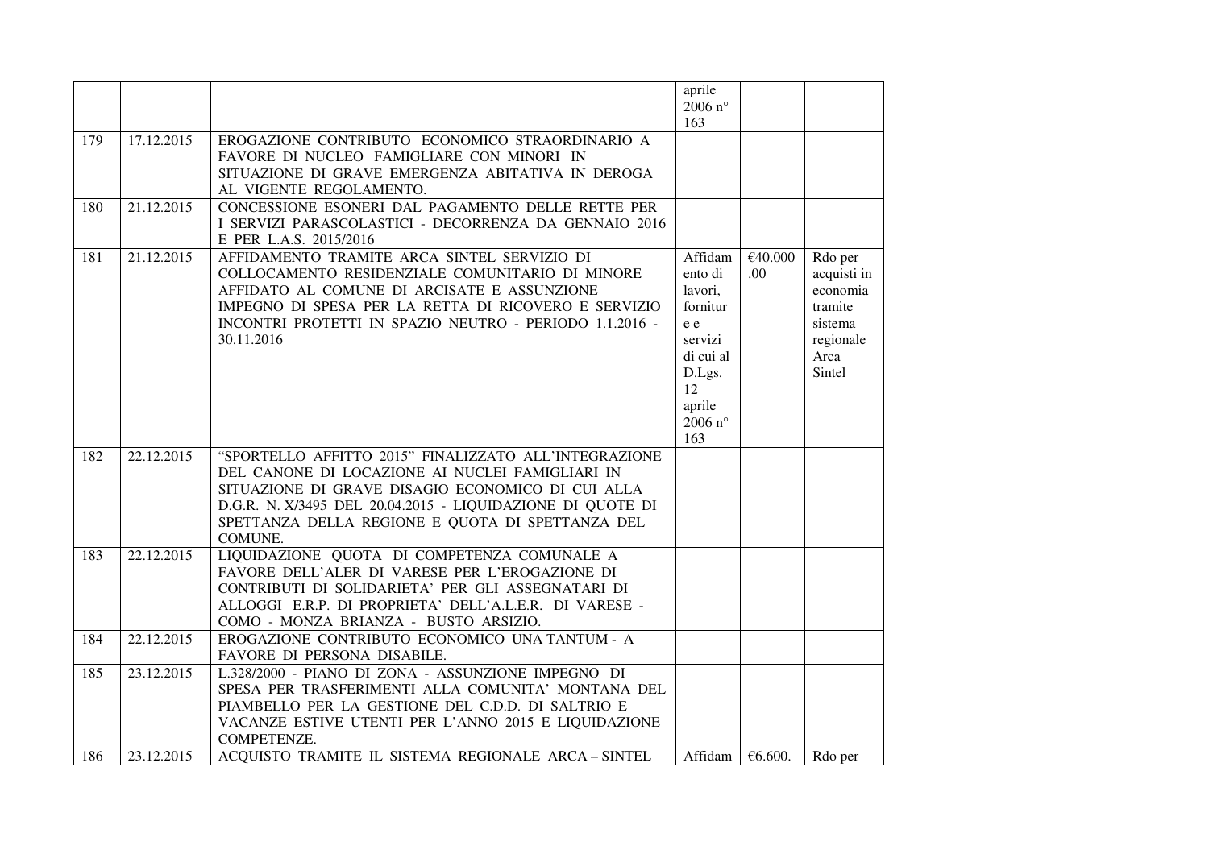| | | | | | |
|---|---|---|---|---|---|
| | | | aprile 2006 n° 163 | | |
| 179 | 17.12.2015 | EROGAZIONE CONTRIBUTO ECONOMICO STRAORDINARIO A FAVORE DI NUCLEO FAMIGLIARE CON MINORI IN SITUAZIONE DI GRAVE EMERGENZA ABITATIVA IN DEROGA AL VIGENTE REGOLAMENTO. | | | |
| 180 | 21.12.2015 | CONCESSIONE ESONERI DAL PAGAMENTO DELLE RETTE PER I SERVIZI PARASCOLASTICI - DECORRENZA DA GENNAIO 2016 E PER L.A.S. 2015/2016 | | | |
| 181 | 21.12.2015 | AFFIDAMENTO TRAMITE ARCA SINTEL SERVIZIO DI COLLOCAMENTO RESIDENZIALE COMUNITARIO DI MINORE AFFIDATO AL COMUNE DI ARCISATE E ASSUNZIONE IMPEGNO DI SPESA PER LA RETTA DI RICOVERO E SERVIZIO INCONTRI PROTETTI IN SPAZIO NEUTRO - PERIODO 1.1.2016 - 30.11.2016 | Affidamento di lavori, forniture e servizi di cui al D.Lgs. 12 aprile 2006 n° 163 | €40.000.00 | Rdo per acquisti in economia tramite sistema regionale Arca Sintel |
| 182 | 22.12.2015 | "SPORTELLO AFFITTO 2015" FINALIZZATO ALL'INTEGRAZIONE DEL CANONE DI LOCAZIONE AI NUCLEI FAMIGLIARI IN SITUAZIONE DI GRAVE DISAGIO ECONOMICO DI CUI ALLA D.G.R. N. X/3495 DEL 20.04.2015 - LIQUIDAZIONE DI QUOTE DI SPETTANZA DELLA REGIONE E QUOTA DI SPETTANZA DEL COMUNE. | | | |
| 183 | 22.12.2015 | LIQUIDAZIONE QUOTA DI COMPETENZA COMUNALE A FAVORE DELL'ALER DI VARESE PER L'EROGAZIONE DI CONTRIBUTI DI SOLIDARIETA' PER GLI ASSEGNATARI DI ALLOGGI E.R.P. DI PROPRIETA' DELL'A.L.E.R. DI VARESE - COMO - MONZA BRIANZA - BUSTO ARSIZIO. | | | |
| 184 | 22.12.2015 | EROGAZIONE CONTRIBUTO ECONOMICO UNA TANTUM - A FAVORE DI PERSONA DISABILE. | | | |
| 185 | 23.12.2015 | L.328/2000 - PIANO DI ZONA - ASSUNZIONE IMPEGNO DI SPESA PER TRASFERIMENTI ALLA COMUNITA' MONTANA DEL PIAMBELLO PER LA GESTIONE DEL C.D.D. DI SALTRIO E VACANZE ESTIVE UTENTI PER L'ANNO 2015 E LIQUIDAZIONE COMPETENZE. | | | |
| 186 | 23.12.2015 | ACQUISTO TRAMITE IL SISTEMA REGIONALE ARCA – SINTEL | Affidam | €6.600. | Rdo per |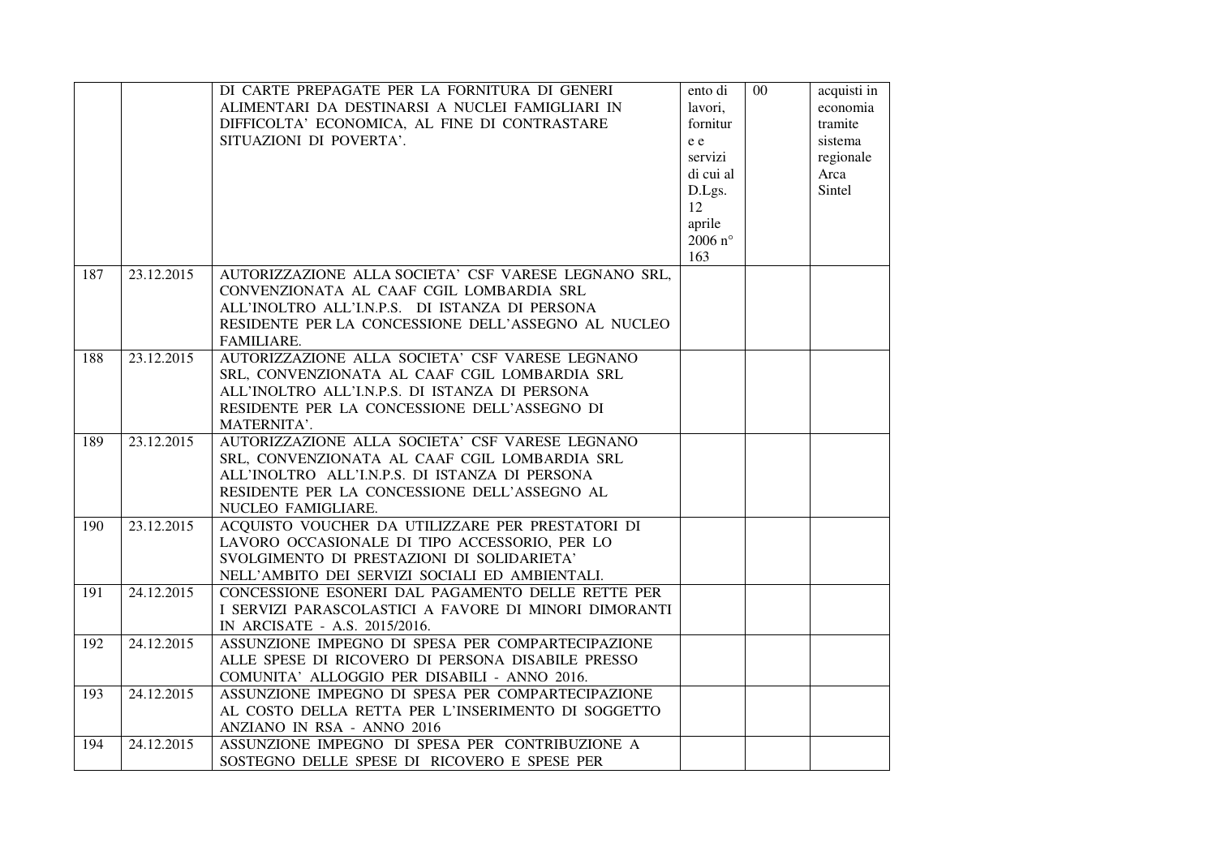| | | | | | |
|---|---|---|---|---|---|
| | | DI CARTE PREPAGATE PER LA FORNITURA DI GENERI ALIMENTARI DA DESTINARSI A NUCLEI FAMIGLIARI IN DIFFICOLTA' ECONOMICA, AL FINE DI CONTRASTARE SITUAZIONI DI POVERTA'. | ento di lavori, forniture e servizi di cui al D.Lgs. 12 aprile 2006 n° 163 | 00 | acquisti in economia tramite sistema regionale Arca Sintel |
| 187 | 23.12.2015 | AUTORIZZAZIONE ALLA SOCIETA' CSF VARESE LEGNANO SRL, CONVENZIONATA AL CAAF CGIL LOMBARDIA SRL ALL'INOLTRO ALL'I.N.P.S. DI ISTANZA DI PERSONA RESIDENTE PER LA CONCESSIONE DELL'ASSEGNO AL NUCLEO FAMILIARE. | | | |
| 188 | 23.12.2015 | AUTORIZZAZIONE ALLA SOCIETA' CSF VARESE LEGNANO SRL, CONVENZIONATA AL CAAF CGIL LOMBARDIA SRL ALL'INOLTRO ALL'I.N.P.S. DI ISTANZA DI PERSONA RESIDENTE PER LA CONCESSIONE DELL'ASSEGNO DI MATERNITA'. | | | |
| 189 | 23.12.2015 | AUTORIZZAZIONE ALLA SOCIETA' CSF VARESE LEGNANO SRL, CONVENZIONATA AL CAAF CGIL LOMBARDIA SRL ALL'INOLTRO ALL'I.N.P.S. DI ISTANZA DI PERSONA RESIDENTE PER LA CONCESSIONE DELL'ASSEGNO AL NUCLEO FAMIGLIARE. | | | |
| 190 | 23.12.2015 | ACQUISTO VOUCHER DA UTILIZZARE PER PRESTATORI DI LAVORO OCCASIONALE DI TIPO ACCESSORIO, PER LO SVOLGIMENTO DI PRESTAZIONI DI SOLIDARIETA' NELL'AMBITO DEI SERVIZI SOCIALI ED AMBIENTALI. | | | |
| 191 | 24.12.2015 | CONCESSIONE ESONERI DAL PAGAMENTO DELLE RETTE PER I SERVIZI PARASCOLASTICI A FAVORE DI MINORI DIMORANTI IN ARCISATE - A.S. 2015/2016. | | | |
| 192 | 24.12.2015 | ASSUNZIONE IMPEGNO DI SPESA PER COMPARTECIPAZIONE ALLE SPESE DI RICOVERO DI PERSONA DISABILE PRESSO COMUNITA' ALLOGGIO PER DISABILI - ANNO 2016. | | | |
| 193 | 24.12.2015 | ASSUNZIONE IMPEGNO DI SPESA PER COMPARTECIPAZIONE AL COSTO DELLA RETTA PER L'INSERIMENTO DI SOGGETTO ANZIANO IN RSA - ANNO 2016 | | | |
| 194 | 24.12.2015 | ASSUNZIONE IMPEGNO DI SPESA PER CONTRIBUZIONE A SOSTEGNO DELLE SPESE DI RICOVERO E SPESE PER | | | |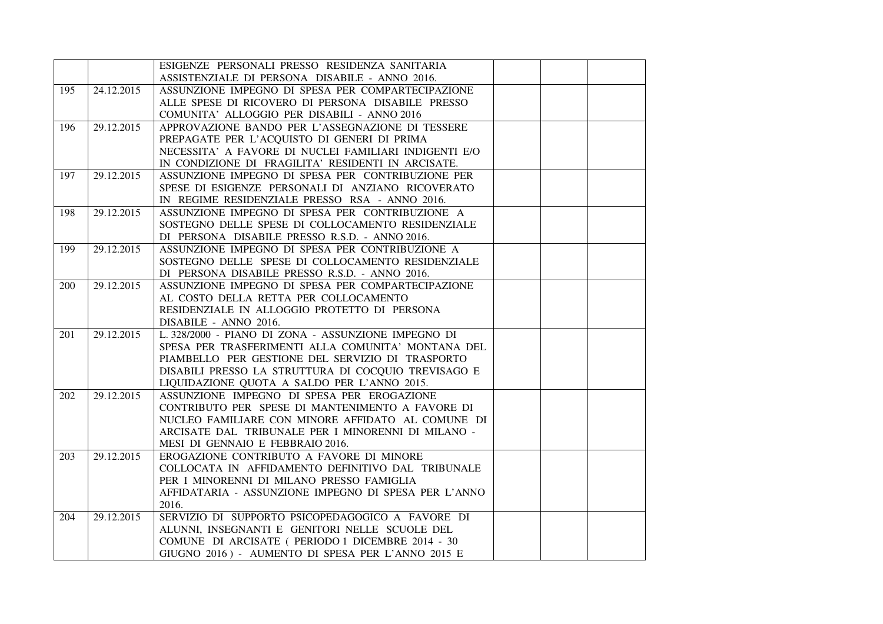|  |  |  |  |  |  |
|---|---|---|---|---|---|
|  |  | ESIGENZE PERSONALI PRESSO RESIDENZA SANITARIA ASSISTENZIALE DI PERSONA DISABILE - ANNO 2016. |  |  |  |
| 195 | 24.12.2015 | ASSUNZIONE IMPEGNO DI SPESA PER COMPARTECIPAZIONE ALLE SPESE DI RICOVERO DI PERSONA DISABILE PRESSO COMUNITA' ALLOGGIO PER DISABILI - ANNO 2016 |  |  |  |
| 196 | 29.12.2015 | APPROVAZIONE BANDO PER L'ASSEGNAZIONE DI TESSERE PREPAGATE PER L'ACQUISTO DI GENERI DI PRIMA NECESSITA' A FAVORE DI NUCLEI FAMILIARI INDIGENTI E/O IN CONDIZIONE DI FRAGILITA' RESIDENTI IN ARCISATE. |  |  |  |
| 197 | 29.12.2015 | ASSUNZIONE IMPEGNO DI SPESA PER CONTRIBUZIONE PER SPESE DI ESIGENZE PERSONALI DI ANZIANO RICOVERATO IN REGIME RESIDENZIALE PRESSO RSA - ANNO 2016. |  |  |  |
| 198 | 29.12.2015 | ASSUNZIONE IMPEGNO DI SPESA PER CONTRIBUZIONE A SOSTEGNO DELLE SPESE DI COLLOCAMENTO RESIDENZIALE DI PERSONA DISABILE PRESSO R.S.D. - ANNO 2016. |  |  |  |
| 199 | 29.12.2015 | ASSUNZIONE IMPEGNO DI SPESA PER CONTRIBUZIONE A SOSTEGNO DELLE SPESE DI COLLOCAMENTO RESIDENZIALE DI PERSONA DISABILE PRESSO R.S.D. - ANNO 2016. |  |  |  |
| 200 | 29.12.2015 | ASSUNZIONE IMPEGNO DI SPESA PER COMPARTECIPAZIONE AL COSTO DELLA RETTA PER COLLOCAMENTO RESIDENZIALE IN ALLOGGIO PROTETTO DI PERSONA DISABILE - ANNO 2016. |  |  |  |
| 201 | 29.12.2015 | L. 328/2000 - PIANO DI ZONA - ASSUNZIONE IMPEGNO DI SPESA PER TRASFERIMENTI ALLA COMUNITA' MONTANA DEL PIAMBELLO PER GESTIONE DEL SERVIZIO DI TRASPORTO DISABILI PRESSO LA STRUTTURA DI COCQUIO TREVISAGO E LIQUIDAZIONE QUOTA A SALDO PER L'ANNO 2015. |  |  |  |
| 202 | 29.12.2015 | ASSUNZIONE IMPEGNO DI SPESA PER EROGAZIONE CONTRIBUTO PER SPESE DI MANTENIMENTO A FAVORE DI NUCLEO FAMILIARE CON MINORE AFFIDATO AL COMUNE DI ARCISATE DAL TRIBUNALE PER I MINORENNI DI MILANO - MESI DI GENNAIO E FEBBRAIO 2016. |  |  |  |
| 203 | 29.12.2015 | EROGAZIONE CONTRIBUTO A FAVORE DI MINORE COLLOCATA IN AFFIDAMENTO DEFINITIVO DAL TRIBUNALE PER I MINORENNI DI MILANO PRESSO FAMIGLIA AFFIDATARIA - ASSUNZIONE IMPEGNO DI SPESA PER L'ANNO 2016. |  |  |  |
| 204 | 29.12.2015 | SERVIZIO DI SUPPORTO PSICOPEDAGOGICO A FAVORE DI ALUNNI, INSEGNANTI E GENITORI NELLE SCUOLE DEL COMUNE DI ARCISATE ( PERIODO 1 DICEMBRE 2014 - 30 GIUGNO 2016 ) - AUMENTO DI SPESA PER L'ANNO 2015 E |  |  |  |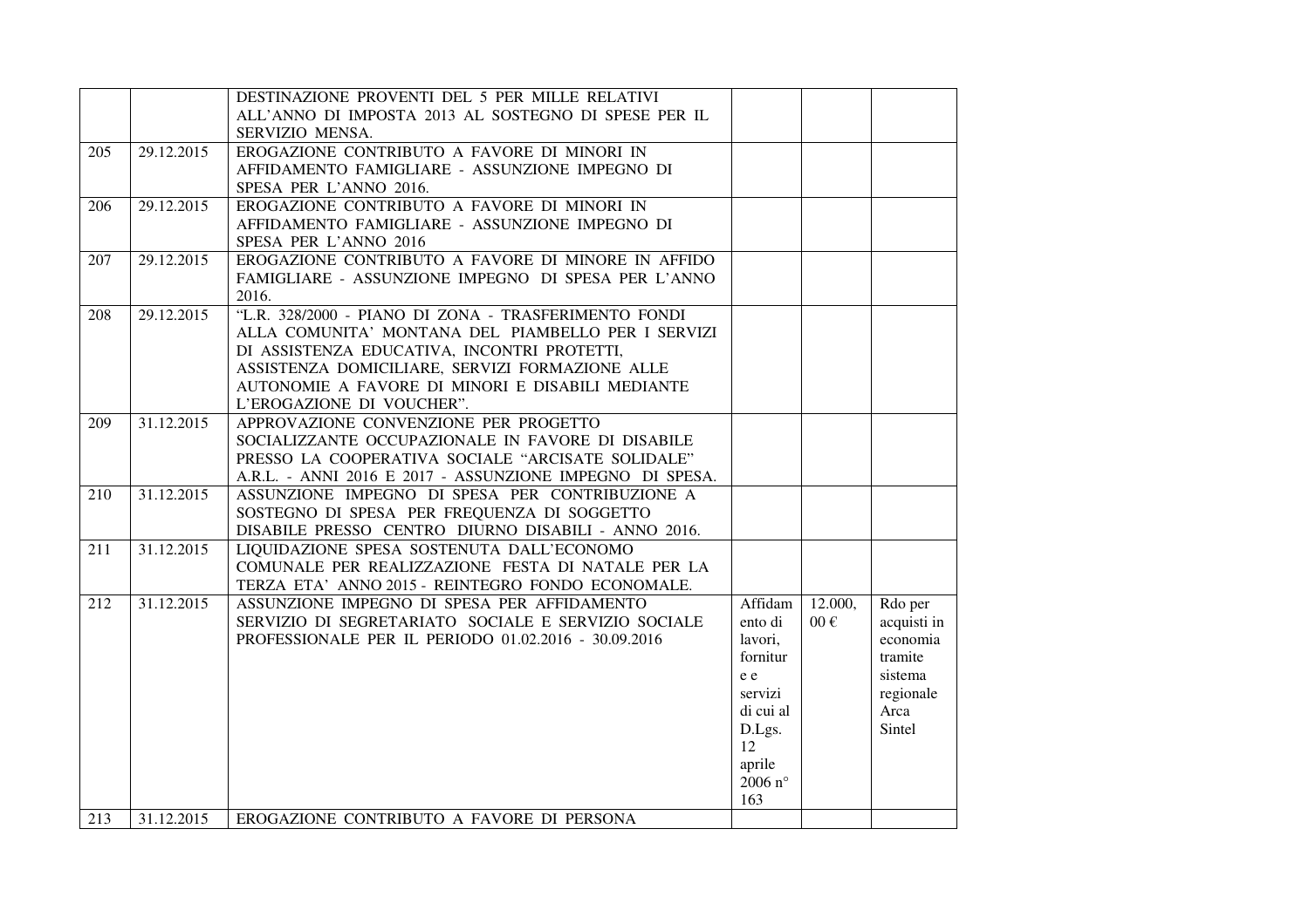| | | | | | |
|---|---|---|---|---|---|
| | | DESTINAZIONE PROVENTI DEL 5 PER MILLE RELATIVI ALL'ANNO DI IMPOSTA 2013 AL SOSTEGNO DI SPESE PER IL SERVIZIO MENSA. | | | |
| 205 | 29.12.2015 | EROGAZIONE CONTRIBUTO A FAVORE DI MINORI IN AFFIDAMENTO FAMIGLIARE - ASSUNZIONE IMPEGNO DI SPESA PER L'ANNO 2016. | | | |
| 206 | 29.12.2015 | EROGAZIONE CONTRIBUTO A FAVORE DI MINORI IN AFFIDAMENTO FAMIGLIARE - ASSUNZIONE IMPEGNO DI SPESA PER L'ANNO 2016 | | | |
| 207 | 29.12.2015 | EROGAZIONE CONTRIBUTO A FAVORE DI MINORE IN AFFIDO FAMIGLIARE - ASSUNZIONE IMPEGNO DI SPESA PER L'ANNO 2016. | | | |
| 208 | 29.12.2015 | "L.R. 328/2000 - PIANO DI ZONA - TRASFERIMENTO FONDI ALLA COMUNITA' MONTANA DEL PIAMBELLO PER I SERVIZI DI ASSISTENZA EDUCATIVA, INCONTRI PROTETTI, ASSISTENZA DOMICILIARE, SERVIZI FORMAZIONE ALLE AUTONOMIE A FAVORE DI MINORI E DISABILI MEDIANTE L'EROGAZIONE DI VOUCHER". | | | |
| 209 | 31.12.2015 | APPROVAZIONE CONVENZIONE PER PROGETTO SOCIALIZZANTE OCCUPAZIONALE IN FAVORE DI DISABILE PRESSO LA COOPERATIVA SOCIALE "ARCISATE SOLIDALE" A.R.L. - ANNI 2016 E 2017 - ASSUNZIONE IMPEGNO DI SPESA. | | | |
| 210 | 31.12.2015 | ASSUNZIONE IMPEGNO DI SPESA PER CONTRIBUZIONE A SOSTEGNO DI SPESA PER FREQUENZA DI SOGGETTO DISABILE PRESSO CENTRO DIURNO DISABILI - ANNO 2016. | | | |
| 211 | 31.12.2015 | LIQUIDAZIONE SPESA SOSTENUTA DALL'ECONOMO COMUNALE PER REALIZZAZIONE FESTA DI NATALE PER LA TERZA ETA' ANNO 2015 - REINTEGRO FONDO ECONOMALE. | | | |
| 212 | 31.12.2015 | ASSUNZIONE IMPEGNO DI SPESA PER AFFIDAMENTO SERVIZIO DI SEGRETARIATO SOCIALE E SERVIZIO SOCIALE PROFESSIONALE PER IL PERIODO 01.02.2016 - 30.09.2016 | Affidamento di lavori, forniture e servizi di cui al D.Lgs. 12 aprile 2006 n° 163 | 12.000,00 € | Rdo per acquisti in economia tramite sistema regionale Arca Sintel |
| 213 | 31.12.2015 | EROGAZIONE CONTRIBUTO A FAVORE DI PERSONA | | | |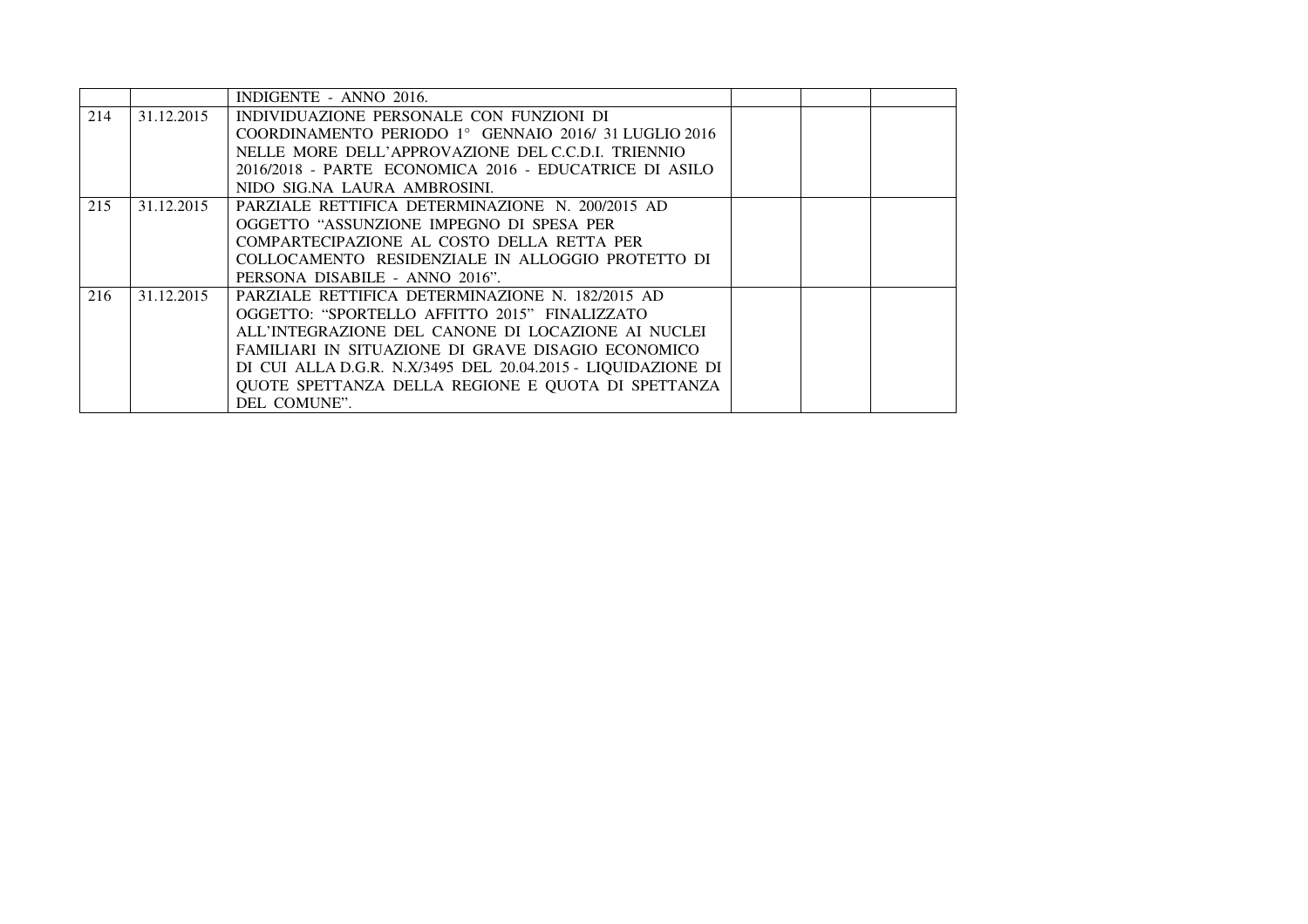| | | | | | |
|---|---|---|---|---|---|
| | | INDIGENTE - ANNO 2016. | | | |
| 214 | 31.12.2015 | INDIVIDUAZIONE PERSONALE CON FUNZIONI DI COORDINAMENTO PERIODO 1° GENNAIO 2016/ 31 LUGLIO 2016 NELLE MORE DELL'APPROVAZIONE DEL C.C.D.I. TRIENNIO 2016/2018 - PARTE ECONOMICA 2016 - EDUCATRICE DI ASILO NIDO SIG.NA LAURA AMBROSINI. | | | |
| 215 | 31.12.2015 | PARZIALE RETTIFICA DETERMINAZIONE N. 200/2015 AD OGGETTO "ASSUNZIONE IMPEGNO DI SPESA PER COMPARTECIPAZIONE AL COSTO DELLA RETTA PER COLLOCAMENTO RESIDENZIALE IN ALLOGGIO PROTETTO DI PERSONA DISABILE - ANNO 2016". | | | |
| 216 | 31.12.2015 | PARZIALE RETTIFICA DETERMINAZIONE N. 182/2015 AD OGGETTO: "SPORTELLO AFFITTO 2015" FINALIZZATO ALL'INTEGRAZIONE DEL CANONE DI LOCAZIONE AI NUCLEI FAMILIARI IN SITUAZIONE DI GRAVE DISAGIO ECONOMICO DI CUI ALLA D.G.R. N.X/3495 DEL 20.04.2015 - LIQUIDAZIONE DI QUOTE SPETTANZA DELLA REGIONE E QUOTA DI SPETTANZA DEL COMUNE". | | | |